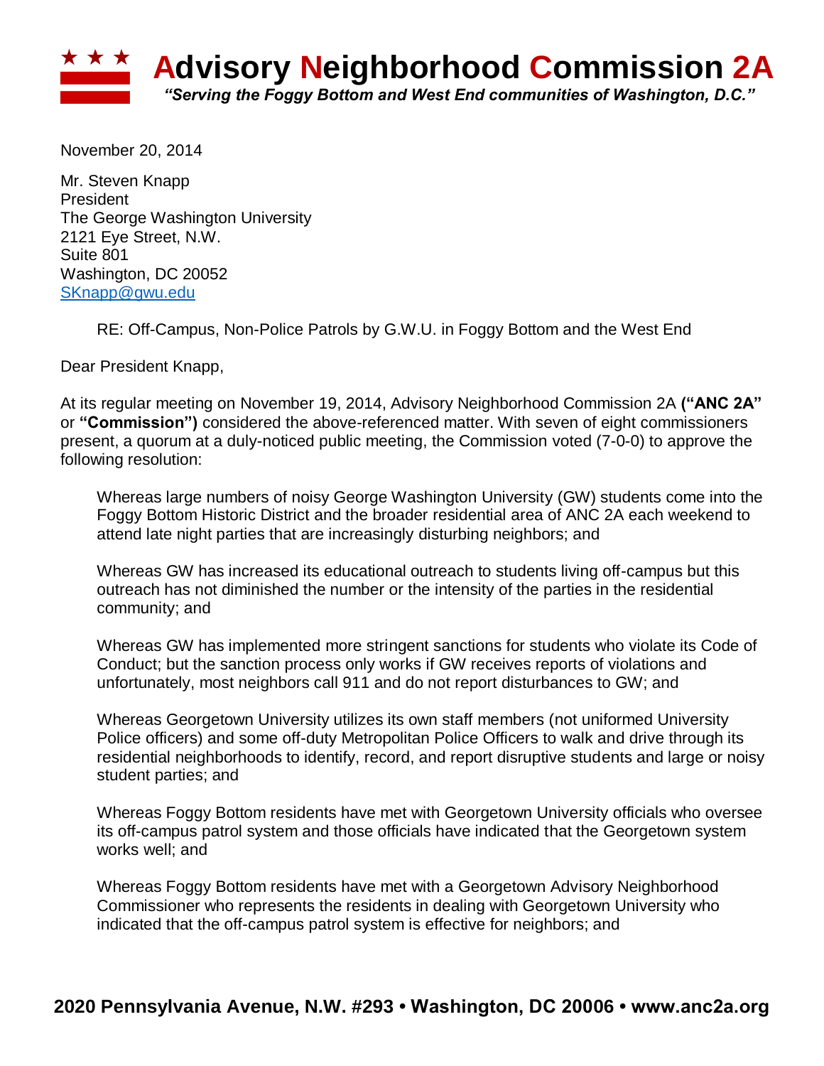# Advisory Neighborhood Commission 2A

*"Serving the Foggy Bottom and West End communities of Washington, D.C."*

November 20, 2014

Mr. Steven Knapp
President
The George Washington University
2121 Eye Street, N.W.
Suite 801
Washington, DC 20052
SKnapp@gwu.edu

RE: Off-Campus, Non-Police Patrols by G.W.U. in Foggy Bottom and the West End

Dear President Knapp,

At its regular meeting on November 19, 2014, Advisory Neighborhood Commission 2A **("ANC 2A"** or **"Commission")** considered the above-referenced matter. With seven of eight commissioners present, a quorum at a duly-noticed public meeting, the Commission voted (7-0-0) to approve the following resolution:

> Whereas large numbers of noisy George Washington University (GW) students come into the Foggy Bottom Historic District and the broader residential area of ANC 2A each weekend to attend late night parties that are increasingly disturbing neighbors; and
>
> Whereas GW has increased its educational outreach to students living off-campus but this outreach has not diminished the number or the intensity of the parties in the residential community; and
>
> Whereas GW has implemented more stringent sanctions for students who violate its Code of Conduct; but the sanction process only works if GW receives reports of violations and unfortunately, most neighbors call 911 and do not report disturbances to GW; and
>
> Whereas Georgetown University utilizes its own staff members (not uniformed University Police officers) and some off-duty Metropolitan Police Officers to walk and drive through its residential neighborhoods to identify, record, and report disruptive students and large or noisy student parties; and
>
> Whereas Foggy Bottom residents have met with Georgetown University officials who oversee its off-campus patrol system and those officials have indicated that the Georgetown system works well; and
>
> Whereas Foggy Bottom residents have met with a Georgetown Advisory Neighborhood Commissioner who represents the residents in dealing with Georgetown University who indicated that the off-campus patrol system is effective for neighbors; and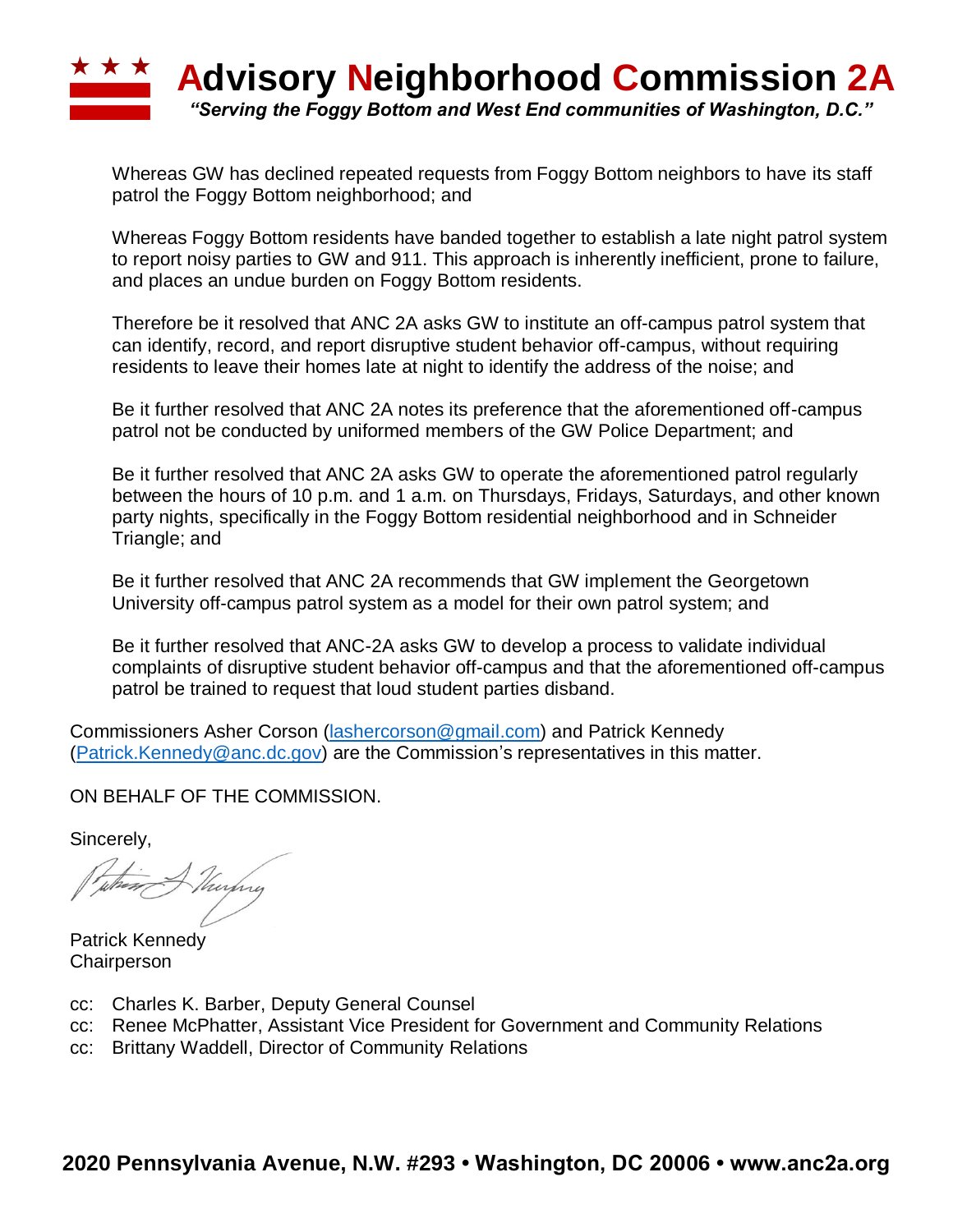Whereas GW has declined repeated requests from Foggy Bottom neighbors to have its staff patrol the Foggy Bottom neighborhood; and

Whereas Foggy Bottom residents have banded together to establish a late night patrol system to report noisy parties to GW and 911. This approach is inherently inefficient, prone to failure, and places an undue burden on Foggy Bottom residents.

Therefore be it resolved that ANC 2A asks GW to institute an off-campus patrol system that can identify, record, and report disruptive student behavior off-campus, without requiring residents to leave their homes late at night to identify the address of the noise; and

Be it further resolved that ANC 2A notes its preference that the aforementioned off-campus patrol not be conducted by uniformed members of the GW Police Department; and

Be it further resolved that ANC 2A asks GW to operate the aforementioned patrol regularly between the hours of 10 p.m. and 1 a.m. on Thursdays, Fridays, Saturdays, and other known party nights, specifically in the Foggy Bottom residential neighborhood and in Schneider Triangle; and

Be it further resolved that ANC 2A recommends that GW implement the Georgetown University off-campus patrol system as a model for their own patrol system; and

Be it further resolved that ANC-2A asks GW to develop a process to validate individual complaints of disruptive student behavior off-campus and that the aforementioned off-campus patrol be trained to request that loud student parties disband.

Commissioners Asher Corson (lashercorson@gmail.com) and Patrick Kennedy (Patrick.Kennedy@anc.dc.gov) are the Commission's representatives in this matter.

ON BEHALF OF THE COMMISSION.

Sincerely,

Patrick Kennedy
Chairperson

cc: Charles K. Barber, Deputy General Counsel
cc: Renee McPhatter, Assistant Vice President for Government and Community Relations
cc: Brittany Waddell, Director of Community Relations